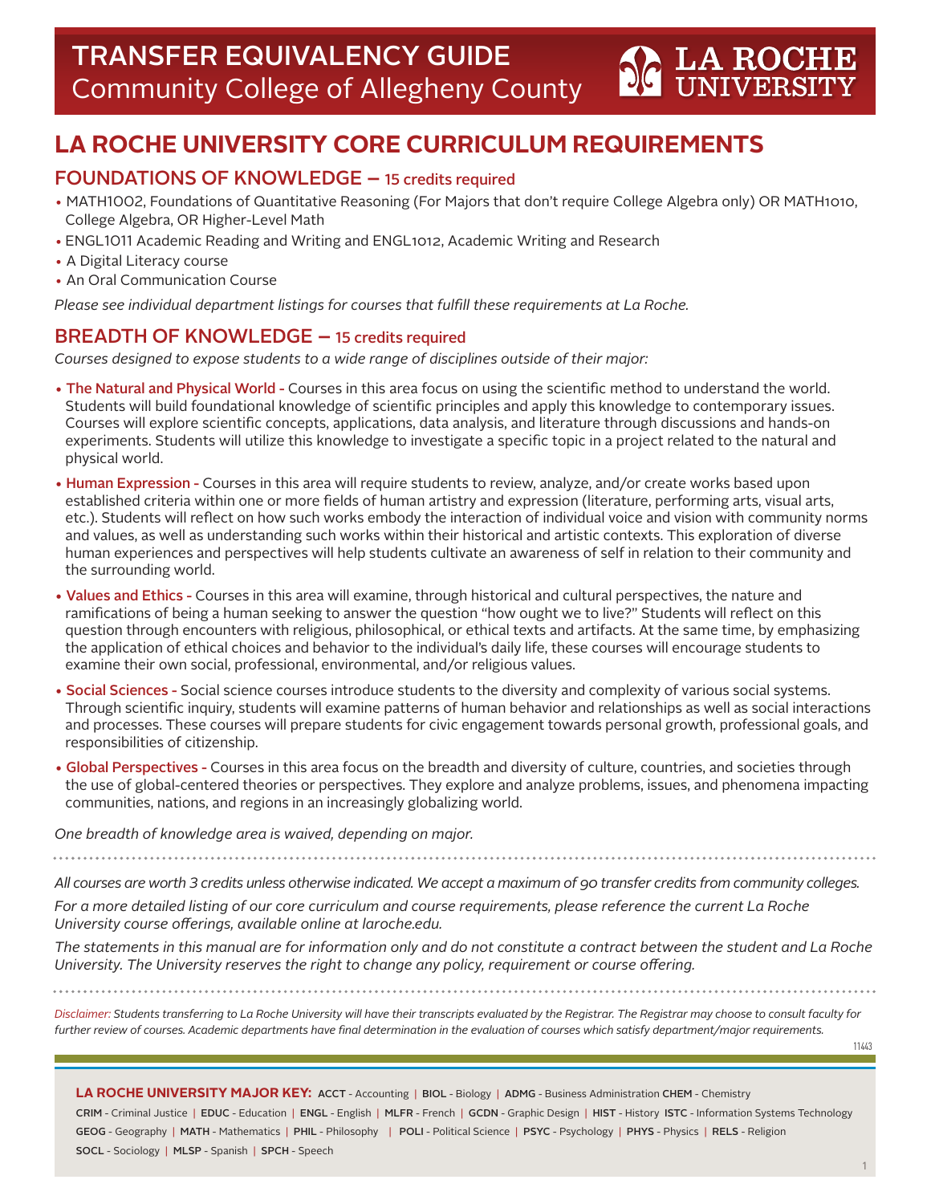# TRANSFER EQUIVALENCY GUIDE
Community College of Allegheny County

LA ROCHE UNIVERSITY

## LA ROCHE UNIVERSITY CORE CURRICULUM REQUIREMENTS

### FOUNDATIONS OF KNOWLEDGE – 15 credits required

- MATH1002, Foundations of Quantitative Reasoning (For Majors that don't require College Algebra only) OR MATH1010, College Algebra, OR Higher-Level Math
- ENGL1011 Academic Reading and Writing and ENGL1012, Academic Writing and Research
- A Digital Literacy course
- An Oral Communication Course

*Please see individual department listings for courses that fulfill these requirements at La Roche.*

### BREADTH OF KNOWLEDGE – 15 credits required

*Courses designed to expose students to a wide range of disciplines outside of their major:*

- **The Natural and Physical World -** Courses in this area focus on using the scientific method to understand the world. Students will build foundational knowledge of scientific principles and apply this knowledge to contemporary issues. Courses will explore scientific concepts, applications, data analysis, and literature through discussions and hands-on experiments. Students will utilize this knowledge to investigate a specific topic in a project related to the natural and physical world.
- **Human Expression -** Courses in this area will require students to review, analyze, and/or create works based upon established criteria within one or more fields of human artistry and expression (literature, performing arts, visual arts, etc.). Students will reflect on how such works embody the interaction of individual voice and vision with community norms and values, as well as understanding such works within their historical and artistic contexts. This exploration of diverse human experiences and perspectives will help students cultivate an awareness of self in relation to their community and the surrounding world.
- **Values and Ethics -** Courses in this area will examine, through historical and cultural perspectives, the nature and ramifications of being a human seeking to answer the question "how ought we to live?" Students will reflect on this question through encounters with religious, philosophical, or ethical texts and artifacts. At the same time, by emphasizing the application of ethical choices and behavior to the individual's daily life, these courses will encourage students to examine their own social, professional, environmental, and/or religious values.
- **Social Sciences -** Social science courses introduce students to the diversity and complexity of various social systems. Through scientific inquiry, students will examine patterns of human behavior and relationships as well as social interactions and processes. These courses will prepare students for civic engagement towards personal growth, professional goals, and responsibilities of citizenship.
- **Global Perspectives -** Courses in this area focus on the breadth and diversity of culture, countries, and societies through the use of global-centered theories or perspectives. They explore and analyze problems, issues, and phenomena impacting communities, nations, and regions in an increasingly globalizing world.

*One breadth of knowledge area is waived, depending on major.*

---

*All courses are worth 3 credits unless otherwise indicated. We accept a maximum of 90 transfer credits from community colleges.*

*For a more detailed listing of our core curriculum and course requirements, please reference the current La Roche University course offerings, available online at laroche.edu.*

*The statements in this manual are for information only and do not constitute a contract between the student and La Roche University. The University reserves the right to change any policy, requirement or course offering.*

---

*Disclaimer: Students transferring to La Roche University will have their transcripts evaluated by the Registrar. The Registrar may choose to consult faculty for further review of courses. Academic departments have final determination in the evaluation of courses which satisfy department/major requirements.*

11443

**LA ROCHE UNIVERSITY MAJOR KEY:** **ACCT** - Accounting | **BIOL** - Biology | **ADMG** - Business Administration **CHEM** - Chemistry
**CRIM** - Criminal Justice | **EDUC** - Education | **ENGL** - English | **MLFR** - French | **GCDN** - Graphic Design | **HIST** - History **ISTC** - Information Systems Technology
**GEOG** - Geography | **MATH** - Mathematics | **PHIL** - Philosophy | **POLI** - Political Science | **PSYC** - Psychology | **PHYS** - Physics | **RELS** - Religion
**SOCL** - Sociology | **MLSP** - Spanish | **SPCH** - Speech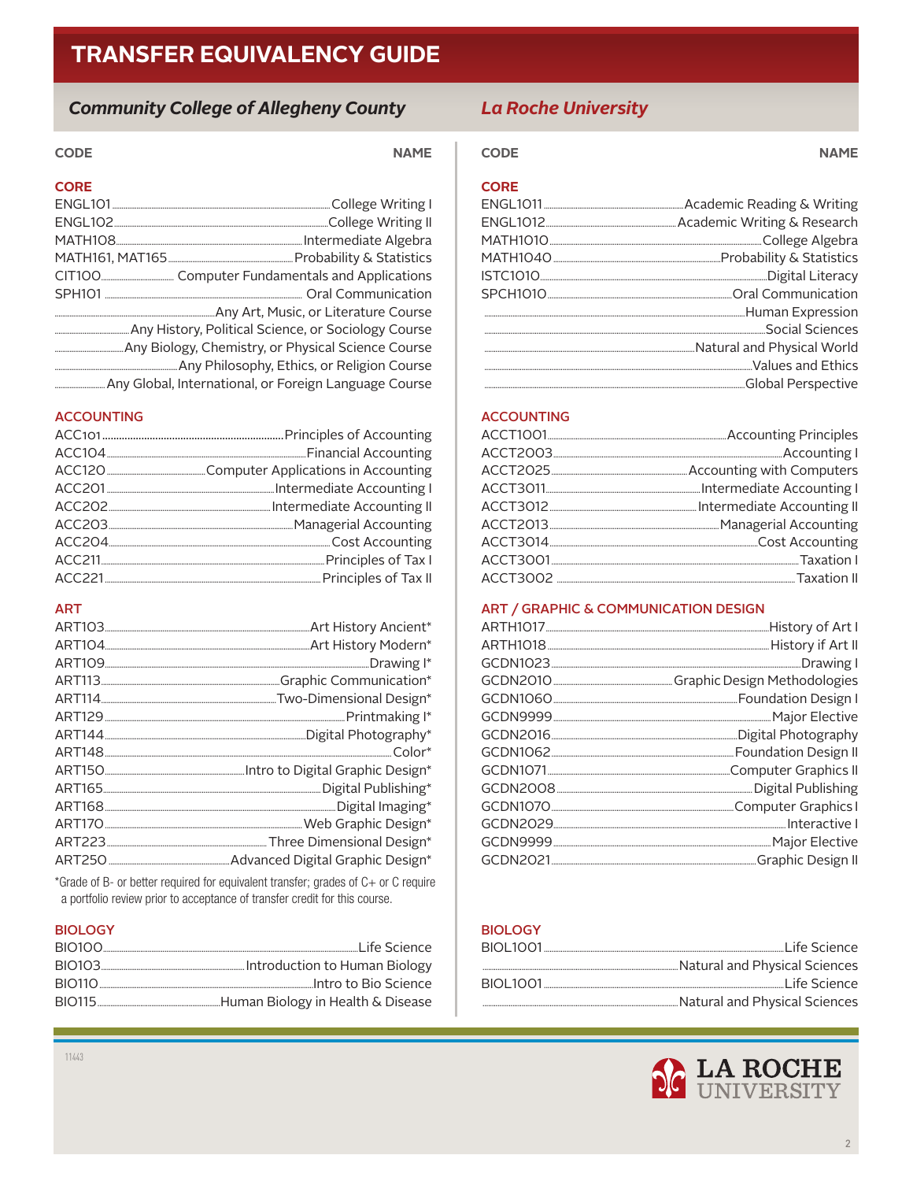# TRANSFER EQUIVALENCY GUIDE

## CORE

| Community College of Allegheny County CODE | NAME | La Roche University CODE | NAME |
|---|---|---|---|
| ENGL101 | College Writing I | ENGL1011 | Academic Reading & Writing |
| ENGL102 | College Writing II | ENGL1012 | Academic Writing & Research |
| MATH108 | Intermediate Algebra | MATH1010 | College Algebra |
| MATH161, MAT165 | Probability & Statistics | MATH1040 | Probability & Statistics |
| CIT100 | Computer Fundamentals and Applications | ISTC1010 | Digital Literacy |
| SPH101 | Oral Communication | SPCH1010 | Oral Communication |
| | Any Art, Music, or Literature Course | | Human Expression |
| | Any History, Political Science, or Sociology Course | | Social Sciences |
| | Any Biology, Chemistry, or Physical Science Course | | Natural and Physical World |
| | Any Philosophy, Ethics, or Religion Course | | Values and Ethics |
| | Any Global, International, or Foreign Language Course | | Global Perspective |

## ACCOUNTING

| Community College of Allegheny County CODE | NAME | La Roche University CODE | NAME |
|---|---|---|---|
| ACC101 | Principles of Accounting | ACCT1001 | Accounting Principles |
| ACC104 | Financial Accounting | ACCT2003 | Accounting I |
| ACC120 | Computer Applications in Accounting | ACCT2025 | Accounting with Computers |
| ACC201 | Intermediate Accounting I | ACCT3011 | Intermediate Accounting I |
| ACC202 | Intermediate Accounting II | ACCT3012 | Intermediate Accounting II |
| ACC203 | Managerial Accounting | ACCT2013 | Managerial Accounting |
| ACC204 | Cost Accounting | ACCT3014 | Cost Accounting |
| ACC211 | Principles of Tax I | ACCT3001 | Taxation I |
| ACC221 | Principles of Tax II | ACCT3002 | Taxation II |

## ART / ART / GRAPHIC & COMMUNICATION DESIGN

| Community College of Allegheny County CODE | NAME | La Roche University CODE | NAME |
|---|---|---|---|
| ART103 | Art History Ancient* | ARTH1017 | History of Art I |
| ART104 | Art History Modern* | ARTH1018 | History if Art II |
| ART109 | Drawing I* | GCDN1023 | Drawing I |
| ART113 | Graphic Communication* | GCDN2010 | Graphic Design Methodologies |
| ART114 | Two-Dimensional Design* | GCDN1060 | Foundation Design I |
| ART129 | Printmaking I* | GCDN9999 | Major Elective |
| ART144 | Digital Photography* | GCDN2016 | Digital Photography |
| ART148 | Color* | GCDN1062 | Foundation Design II |
| ART150 | Intro to Digital Graphic Design* | GCDN1071 | Computer Graphics II |
| ART165 | Digital Publishing* | GCDN2008 | Digital Publishing |
| ART168 | Digital Imaging* | GCDN1070 | Computer Graphics I |
| ART170 | Web Graphic Design* | GCDN2029 | Interactive I |
| ART223 | Three Dimensional Design* | GCDN9999 | Major Elective |
| ART250 | Advanced Digital Graphic Design* | GCDN2021 | Graphic Design II |

*Grade of B- or better required for equivalent transfer; grades of C+ or C require a portfolio review prior to acceptance of transfer credit for this course.

## BIOLOGY

| Community College of Allegheny County CODE | NAME | La Roche University CODE | NAME |
|---|---|---|---|
| BIO100 | Life Science | BIOL1001 | Life Science |
| BIO103 | Introduction to Human Biology | | Natural and Physical Sciences |
| BIO110 | Intro to Bio Science | BIOL1001 | Life Science |
| BIO115 | Human Biology in Health & Disease | | Natural and Physical Sciences |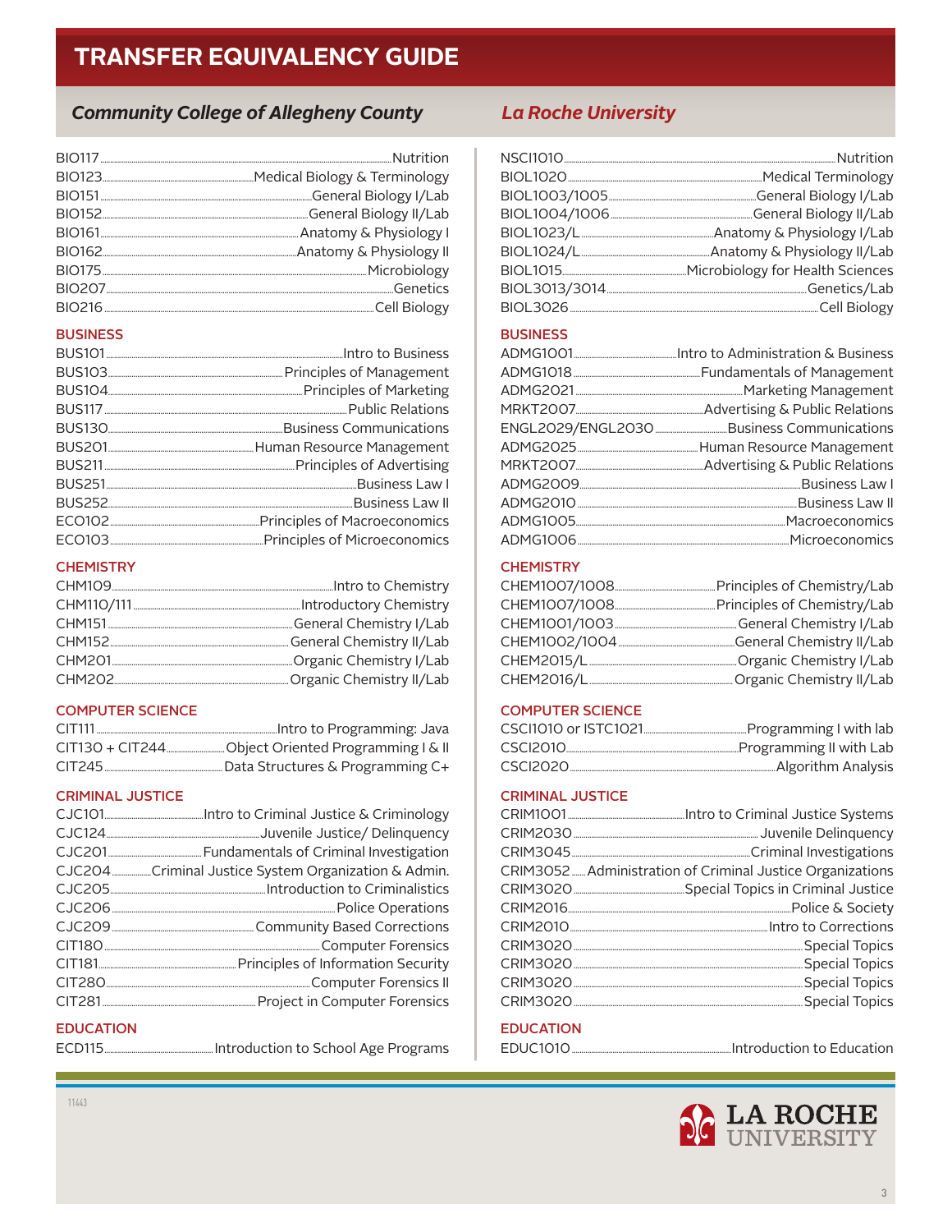# TRANSFER EQUIVALENCY GUIDE

| Community College of Allegheny County | | La Roche University | |
|---|---|---|---|
| BIO117 | Nutrition | NSCI1010 | Nutrition |
| BIO123 | Medical Biology & Terminology | BIOL1020 | Medical Terminology |
| BIO151 | General Biology I/Lab | BIOL1003/1005 | General Biology I/Lab |
| BIO152 | General Biology II/Lab | BIOL1004/1006 | General Biology II/Lab |
| BIO161 | Anatomy & Physiology I | BIOL1023/L | Anatomy & Physiology I/Lab |
| BIO162 | Anatomy & Physiology II | BIOL1024/L | Anatomy & Physiology II/Lab |
| BIO175 | Microbiology | BIOL1015 | Microbiology for Health Sciences |
| BIO207 | Genetics | BIOL3013/3014 | Genetics/Lab |
| BIO216 | Cell Biology | BIOL3026 | Cell Biology |
| **BUSINESS** | | **BUSINESS** | |
| BUS101 | Intro to Business | ADMG1001 | Intro to Administration & Business |
| BUS103 | Principles of Management | ADMG1018 | Fundamentals of Management |
| BUS104 | Principles of Marketing | ADMG2021 | Marketing Management |
| BUS117 | Public Relations | MRKT2007 | Advertising & Public Relations |
| BUS130 | Business Communications | ENGL2029/ENGL2030 | Business Communications |
| BUS201 | Human Resource Management | ADMG2025 | Human Resource Management |
| BUS211 | Principles of Advertising | MRKT2007 | Advertising & Public Relations |
| BUS251 | Business Law I | ADMG2009 | Business Law I |
| BUS252 | Business Law II | ADMG2010 | Business Law II |
| ECO102 | Principles of Macroeconomics | ADMG1005 | Macroeconomics |
| ECO103 | Principles of Microeconomics | ADMG1006 | Microeconomics |
| **CHEMISTRY** | | **CHEMISTRY** | |
| CHM109 | Intro to Chemistry | CHEM1007/1008 | Principles of Chemistry/Lab |
| CHM110/111 | Introductory Chemistry | CHEM1007/1008 | Principles of Chemistry/Lab |
| CHM151 | General Chemistry I/Lab | CHEM1001/1003 | General Chemistry I/Lab |
| CHM152 | General Chemistry II/Lab | CHEM1002/1004 | General Chemistry II/Lab |
| CHM201 | Organic Chemistry I/Lab | CHEM2015/L | Organic Chemistry I/Lab |
| CHM202 | Organic Chemistry II/Lab | CHEM2016/L | Organic Chemistry II/Lab |
| **COMPUTER SCIENCE** | | **COMPUTER SCIENCE** | |
| CIT111 | Intro to Programming: Java | CSCI1010 or ISTC1021 | Programming I with lab |
| CIT130 + CIT244 | Object Oriented Programming I & II | CSCI2010 | Programming II with Lab |
| CIT245 | Data Structures & Programming C+ | CSCI2020 | Algorithm Analysis |
| **CRIMINAL JUSTICE** | | **CRIMINAL JUSTICE** | |
| CJC101 | Intro to Criminal Justice & Criminology | CRIM1001 | Intro to Criminal Justice Systems |
| CJC124 | Juvenile Justice/ Delinquency | CRIM2030 | Juvenile Delinquency |
| CJC201 | Fundamentals of Criminal Investigation | CRIM3045 | Criminal Investigations |
| CJC204 | Criminal Justice System Organization & Admin. | CRIM3052 | Administration of Criminal Justice Organizations |
| CJC205 | Introduction to Criminalistics | CRIM3020 | Special Topics in Criminal Justice |
| CJC206 | Police Operations | CRIM2016 | Police & Society |
| CJC209 | Community Based Corrections | CRIM2010 | Intro to Corrections |
| CIT180 | Computer Forensics | CRIM3020 | Special Topics |
| CIT181 | Principles of Information Security | CRIM3020 | Special Topics |
| CIT280 | Computer Forensics II | CRIM3020 | Special Topics |
| CIT281 | Project in Computer Forensics | CRIM3020 | Special Topics |
| **EDUCATION** | | **EDUCATION** | |
| ECD115 | Introduction to School Age Programs | EDUC1010 | Introduction to Education |

11443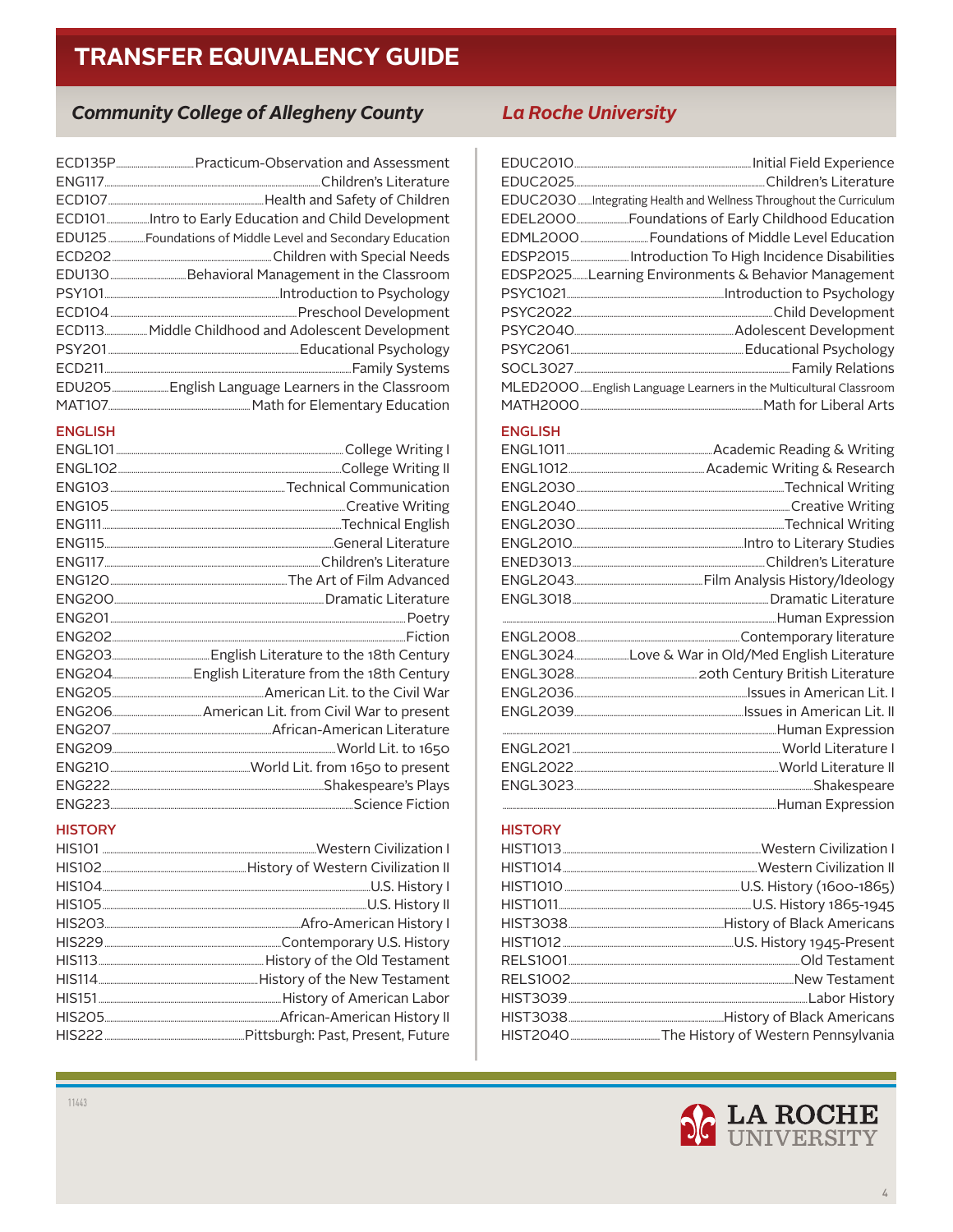# TRANSFER EQUIVALENCY GUIDE

| Community College of Allegheny County | | La Roche University | |
|---|---|---|---|
| ECD135P | Practicum-Observation and Assessment | EDUC2010 | Initial Field Experience |
| ENG117 | Children's Literature | EDUC2025 | Children's Literature |
| ECD107 | Health and Safety of Children | EDUC2030 | Integrating Health and Wellness Throughout the Curriculum |
| ECD101 | Intro to Early Education and Child Development | EDEL2000 | Foundations of Early Childhood Education |
| EDU125 | Foundations of Middle Level and Secondary Education | EDML2000 | Foundations of Middle Level Education |
| ECD202 | Children with Special Needs | EDSP2015 | Introduction To High Incidence Disabilities |
| EDU130 | Behavioral Management in the Classroom | EDSP2025 | Learning Environments & Behavior Management |
| PSY101 | Introduction to Psychology | PSYC1021 | Introduction to Psychology |
| ECD104 | Preschool Development | PSYC2022 | Child Development |
| ECD113 | Middle Childhood and Adolescent Development | PSYC2040 | Adolescent Development |
| PSY201 | Educational Psychology | PSYC2061 | Educational Psychology |
| ECD211 | Family Systems | SOCL3027 | Family Relations |
| EDU205 | English Language Learners in the Classroom | MLED2000 | English Language Learners in the Multicultural Classroom |
| MAT107 | Math for Elementary Education | MATH2000 | Math for Liberal Arts |

## ENGLISH

| Community College of Allegheny County | | La Roche University | |
|---|---|---|---|
| ENGL101 | College Writing I | ENGL1011 | Academic Reading & Writing |
| ENGL102 | College Writing II | ENGL1012 | Academic Writing & Research |
| ENG103 | Technical Communication | ENGL2030 | Technical Writing |
| ENG105 | Creative Writing | ENGL2040 | Creative Writing |
| ENG111 | Technical English | ENGL2030 | Technical Writing |
| ENG115 | General Literature | ENGL2010 | Intro to Literary Studies |
| ENG117 | Children's Literature | ENED3013 | Children's Literature |
| ENG120 | The Art of Film Advanced | ENGL2043 | Film Analysis History/Ideology |
| ENG200 | Dramatic Literature | ENGL3018 | Dramatic Literature |
| ENG201 | Poetry | | Human Expression |
| ENG202 | Fiction | ENGL2008 | Contemporary literature |
| ENG203 | English Literature to the 18th Century | ENGL3024 | Love & War in Old/Med English Literature |
| ENG204 | English Literature from the 18th Century | ENGL3028 | 20th Century British Literature |
| ENG205 | American Lit. to the Civil War | ENGL2036 | Issues in American Lit. I |
| ENG206 | American Lit. from Civil War to present | ENGL2039 | Issues in American Lit. II |
| ENG207 | African-American Literature | | Human Expression |
| ENG209 | World Lit. to 1650 | ENGL2021 | World Literature I |
| ENG210 | World Lit. from 1650 to present | ENGL2022 | World Literature II |
| ENG222 | Shakespeare's Plays | ENGL3023 | Shakespeare |
| ENG223 | Science Fiction | | Human Expression |

## HISTORY

| Community College of Allegheny County | | La Roche University | |
|---|---|---|---|
| HIS101 | Western Civilization I | HIST1013 | Western Civilization I |
| HIS102 | History of Western Civilization II | HIST1014 | Western Civilization II |
| HIS104 | U.S. History I | HIST1010 | U.S. History (1600-1865) |
| HIS105 | U.S. History II | HIST1011 | U.S. History 1865-1945 |
| HIS203 | Afro-American History I | HIST3038 | History of Black Americans |
| HIS229 | Contemporary U.S. History | HIST1012 | U.S. History 1945-Present |
| HIS113 | History of the Old Testament | RELS1001 | Old Testament |
| HIS114 | History of the New Testament | RELS1002 | New Testament |
| HIS151 | History of American Labor | HIST3039 | Labor History |
| HIS205 | African-American History II | HIST3038 | History of Black Americans |
| HIS222 | Pittsburgh: Past, Present, Future | HIST2040 | The History of Western Pennsylvania |

11443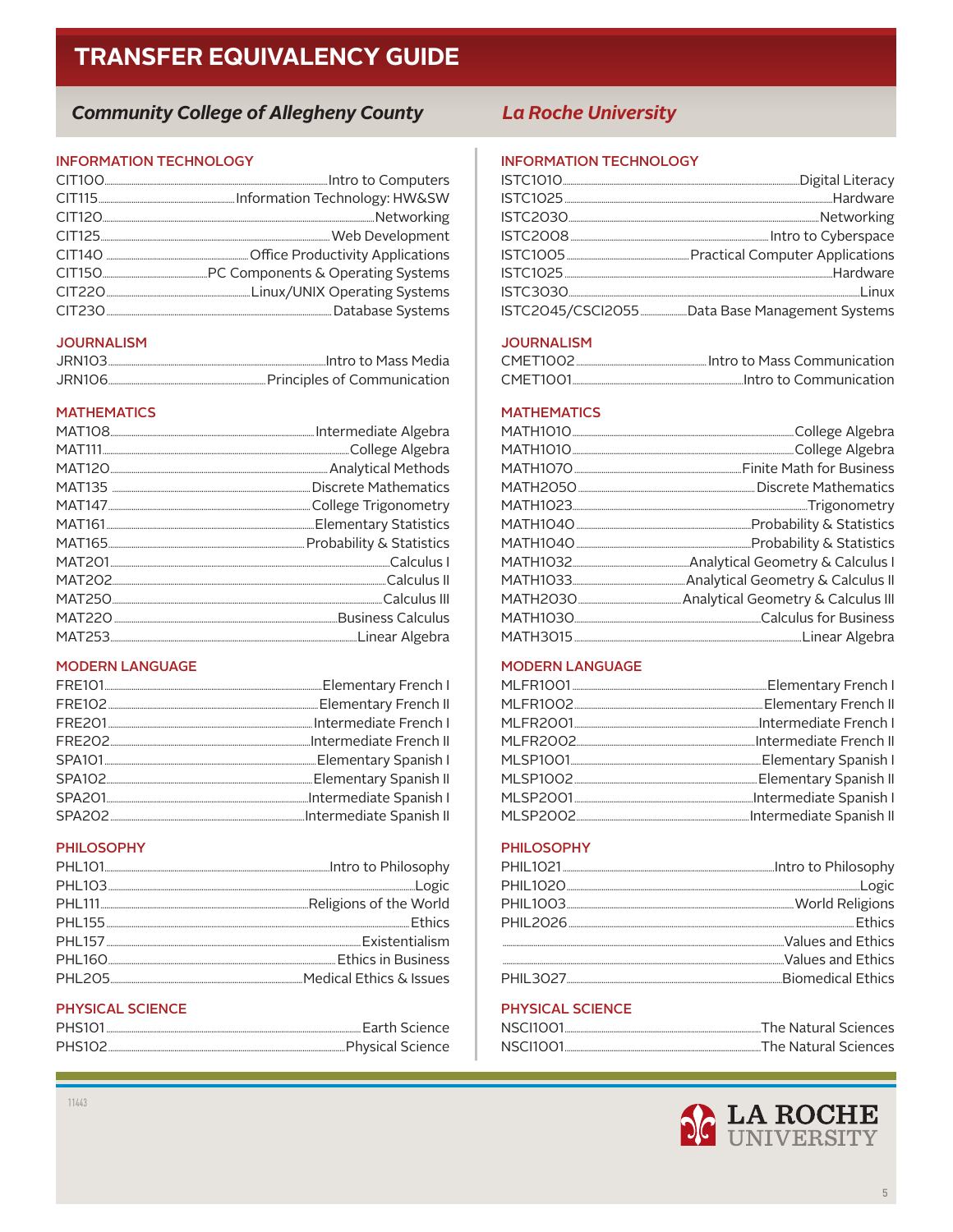# TRANSFER EQUIVALENCY GUIDE

| Community College of Allegheny County | | La Roche University | |
|---|---|---|---|
| **INFORMATION TECHNOLOGY** | | **INFORMATION TECHNOLOGY** | |
| CIT100 | Intro to Computers | ISTC1010 | Digital Literacy |
| CIT115 | Information Technology: HW&SW | ISTC1025 | Hardware |
| CIT120 | Networking | ISTC2030 | Networking |
| CIT125 | Web Development | ISTC2008 | Intro to Cyberspace |
| CIT140 | Office Productivity Applications | ISTC1005 | Practical Computer Applications |
| CIT150 | PC Components & Operating Systems | ISTC1025 | Hardware |
| CIT220 | Linux/UNIX Operating Systems | ISTC3030 | Linux |
| CIT230 | Database Systems | ISTC2045/CSCI2055 | Data Base Management Systems |
| **JOURNALISM** | | **JOURNALISM** | |
| JRN103 | Intro to Mass Media | CMET1002 | Intro to Mass Communication |
| JRN106 | Principles of Communication | CMET1001 | Intro to Communication |
| **MATHEMATICS** | | **MATHEMATICS** | |
| MAT108 | Intermediate Algebra | MATH1010 | College Algebra |
| MAT111 | College Algebra | MATH1010 | College Algebra |
| MAT120 | Analytical Methods | MATH1070 | Finite Math for Business |
| MAT135 | Discrete Mathematics | MATH2050 | Discrete Mathematics |
| MAT147 | College Trigonometry | MATH1023 | Trigonometry |
| MAT161 | Elementary Statistics | MATH1040 | Probability & Statistics |
| MAT165 | Probability & Statistics | MATH1040 | Probability & Statistics |
| MAT201 | Calculus I | MATH1032 | Analytical Geometry & Calculus I |
| MAT202 | Calculus II | MATH1033 | Analytical Geometry & Calculus II |
| MAT250 | Calculus III | MATH2030 | Analytical Geometry & Calculus III |
| MAT220 | Business Calculus | MATH1030 | Calculus for Business |
| MAT253 | Linear Algebra | MATH3015 | Linear Algebra |
| **MODERN LANGUAGE** | | **MODERN LANGUAGE** | |
| FRE101 | Elementary French I | MLFR1001 | Elementary French I |
| FRE102 | Elementary French II | MLFR1002 | Elementary French II |
| FRE201 | Intermediate French I | MLFR2001 | Intermediate French I |
| FRE202 | Intermediate French II | MLFR2002 | Intermediate French II |
| SPA101 | Elementary Spanish I | MLSP1001 | Elementary Spanish I |
| SPA102 | Elementary Spanish II | MLSP1002 | Elementary Spanish II |
| SPA201 | Intermediate Spanish I | MLSP2001 | Intermediate Spanish I |
| SPA202 | Intermediate Spanish II | MLSP2002 | Intermediate Spanish II |
| **PHILOSOPHY** | | **PHILOSOPHY** | |
| PHL101 | Intro to Philosophy | PHIL1021 | Intro to Philosophy |
| PHL103 | Logic | PHIL1020 | Logic |
| PHL111 | Religions of the World | PHIL1003 | World Religions |
| PHL155 | Ethics | PHIL2026 | Ethics |
| PHL157 | Existentialism | | Values and Ethics |
| PHL160 | Ethics in Business | | Values and Ethics |
| PHL205 | Medical Ethics & Issues | PHIL3027 | Biomedical Ethics |
| **PHYSICAL SCIENCE** | | **PHYSICAL SCIENCE** | |
| PHS101 | Earth Science | NSCI1001 | The Natural Sciences |
| PHS102 | Physical Science | NSCI1001 | The Natural Sciences |

11443

LA ROCHE UNIVERSITY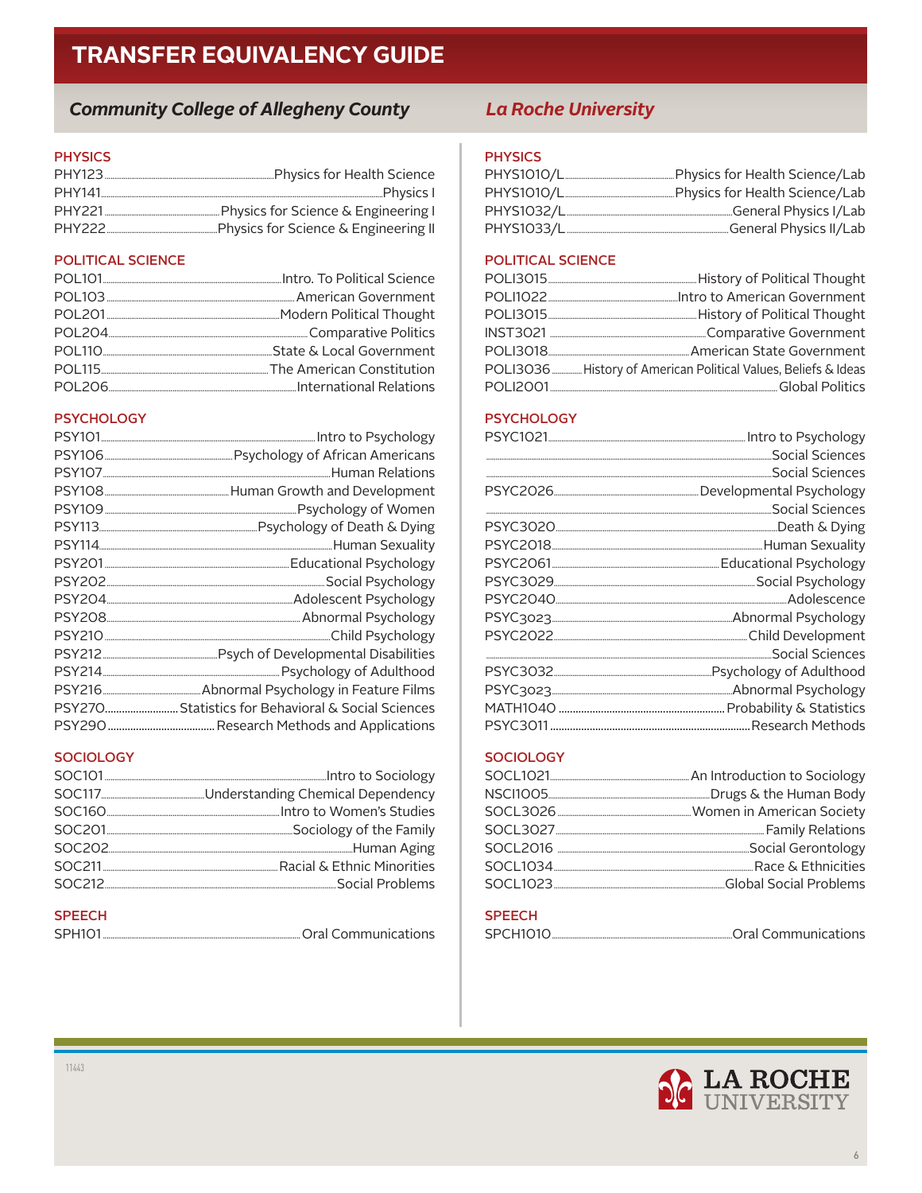# TRANSFER EQUIVALENCY GUIDE

| Community College of Allegheny County | | La Roche University | |
|---|---|---|---|
| **PHYSICS** | | **PHYSICS** | |
| PHY123 | Physics for Health Science | PHYS1010/L | Physics for Health Science/Lab |
| PHY141 | Physics I | PHYS1010/L | Physics for Health Science/Lab |
| PHY221 | Physics for Science & Engineering I | PHYS1032/L | General Physics I/Lab |
| PHY222 | Physics for Science & Engineering II | PHYS1033/L | General Physics II/Lab |
| **POLITICAL SCIENCE** | | **POLITICAL SCIENCE** | |
| POL101 | Intro. To Political Science | POLI3015 | History of Political Thought |
| POL103 | American Government | POLI1022 | Intro to American Government |
| POL201 | Modern Political Thought | POLI3015 | History of Political Thought |
| POL204 | Comparative Politics | INST3021 | Comparative Government |
| POL110 | State & Local Government | POLI3018 | American State Government |
| POL115 | The American Constitution | POLI3036 | History of American Political Values, Beliefs & Ideas |
| POL206 | International Relations | POLI2001 | Global Politics |
| **PSYCHOLOGY** | | **PSYCHOLOGY** | |
| PSY101 | Intro to Psychology | PSYC1021 | Intro to Psychology |
| PSY106 | Psychology of African Americans | | Social Sciences |
| PSY107 | Human Relations | | Social Sciences |
| PSY108 | Human Growth and Development | PSYC2026 | Developmental Psychology |
| PSY109 | Psychology of Women | | Social Sciences |
| PSY113 | Psychology of Death & Dying | PSYC3020 | Death & Dying |
| PSY114 | Human Sexuality | PSYC2018 | Human Sexuality |
| PSY201 | Educational Psychology | PSYC2061 | Educational Psychology |
| PSY202 | Social Psychology | PSYC3029 | Social Psychology |
| PSY204 | Adolescent Psychology | PSYC2040 | Adolescence |
| PSY208 | Abnormal Psychology | PSYC3023 | Abnormal Psychology |
| PSY210 | Child Psychology | PSYC2022 | Child Development |
| PSY212 | Psych of Developmental Disabilities | | Social Sciences |
| PSY214 | Psychology of Adulthood | PSYC3032 | Psychology of Adulthood |
| PSY216 | Abnormal Psychology in Feature Films | PSYC3023 | Abnormal Psychology |
| PSY270 | Statistics for Behavioral & Social Sciences | MATH1040 | Probability & Statistics |
| PSY290 | Research Methods and Applications | PSYC3011 | Research Methods |
| **SOCIOLOGY** | | **SOCIOLOGY** | |
| SOC101 | Intro to Sociology | SOCL1021 | An Introduction to Sociology |
| SOC117 | Understanding Chemical Dependency | NSCI1005 | Drugs & the Human Body |
| SOC160 | Intro to Women's Studies | SOCL3026 | Women in American Society |
| SOC201 | Sociology of the Family | SOCL3027 | Family Relations |
| SOC202 | Human Aging | SOCL2016 | Social Gerontology |
| SOC211 | Racial & Ethnic Minorities | SOCL1034 | Race & Ethnicities |
| SOC212 | Social Problems | SOCL1023 | Global Social Problems |
| **SPEECH** | | **SPEECH** | |
| SPH101 | Oral Communications | SPCH1010 | Oral Communications |

11443